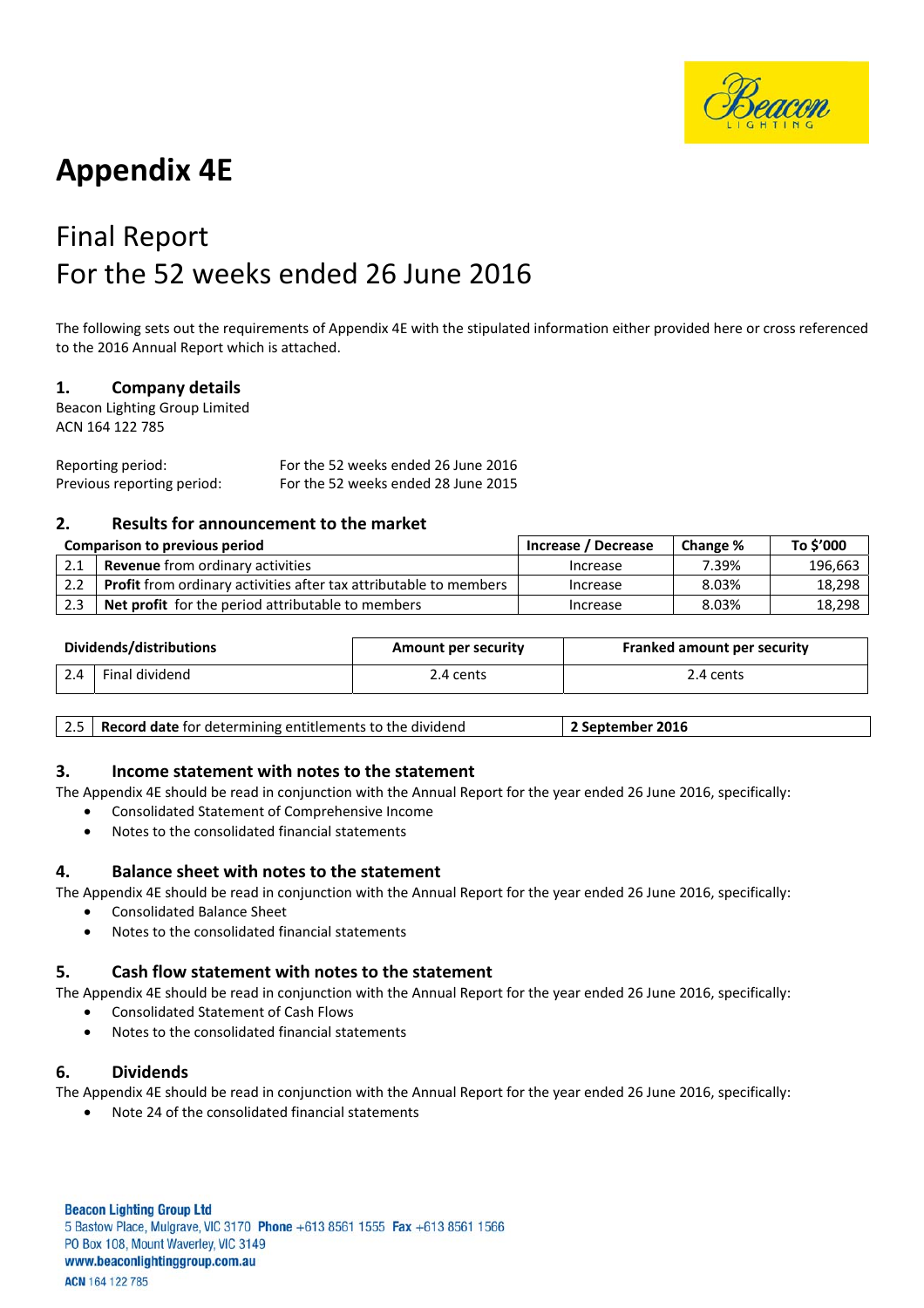# Appendix 4E

## Final Report
## For the 52 weeks ended 26 June 2016

The following sets out the requirements of Appendix 4E with the stipulated information either provided here or cross referenced to the 2016 Annual Report which is attached.

### 1. Company details

Beacon Lighting Group Limited
ACN 164 122 785

Reporting period: For the 52 weeks ended 26 June 2016
Previous reporting period: For the 52 weeks ended 28 June 2015

### 2. Results for announcement to the market

| Comparison to previous period | | Increase / Decrease | Change % | To $'000 |
|---|---|---|---|---|
| 2.1 | **Revenue** from ordinary activities | Increase | 7.39% | 196,663 |
| 2.2 | **Profit** from ordinary activities after tax attributable to members | Increase | 8.03% | 18,298 |
| 2.3 | **Net profit** for the period attributable to members | Increase | 8.03% | 18,298 |

| Dividends/distributions | | Amount per security | Franked amount per security |
|---|---|---|---|
| 2.4 | Final dividend | 2.4 cents | 2.4 cents |

| | | |
|---|---|---|
| 2.5 | **Record date** for determining entitlements to the dividend | **2 September 2016** |

### 3. Income statement with notes to the statement

The Appendix 4E should be read in conjunction with the Annual Report for the year ended 26 June 2016, specifically:

- Consolidated Statement of Comprehensive Income
- Notes to the consolidated financial statements

### 4. Balance sheet with notes to the statement

The Appendix 4E should be read in conjunction with the Annual Report for the year ended 26 June 2016, specifically:

- Consolidated Balance Sheet
- Notes to the consolidated financial statements

### 5. Cash flow statement with notes to the statement

The Appendix 4E should be read in conjunction with the Annual Report for the year ended 26 June 2016, specifically:

- Consolidated Statement of Cash Flows
- Notes to the consolidated financial statements

### 6. Dividends

The Appendix 4E should be read in conjunction with the Annual Report for the year ended 26 June 2016, specifically:

- Note 24 of the consolidated financial statements

**Beacon Lighting Group Ltd**
5 Bastow Place, Mulgrave, VIC 3170 **Phone** +613 8561 1555 **Fax** +613 8561 1566
PO Box 108, Mount Waverley, VIC 3149
**www.beaconlightinggroup.com.au**
**ACN** 164 122 785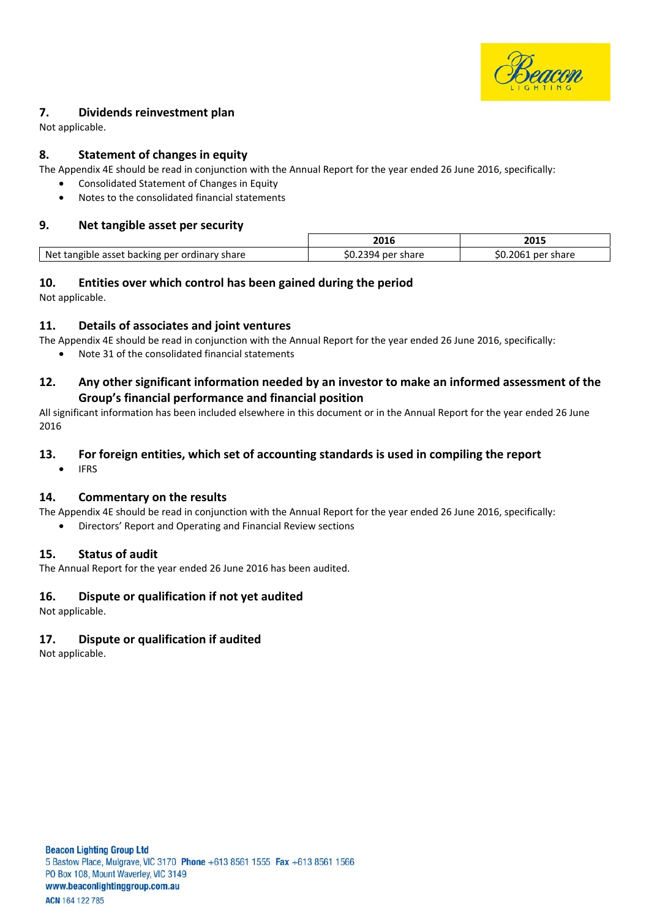## 7. Dividends reinvestment plan

Not applicable.

## 8. Statement of changes in equity

The Appendix 4E should be read in conjunction with the Annual Report for the year ended 26 June 2016, specifically:

- Consolidated Statement of Changes in Equity
- Notes to the consolidated financial statements

## 9. Net tangible asset per security

| | 2016 | 2015 |
|---|---|---|
| Net tangible asset backing per ordinary share | $0.2394 per share | $0.2061 per share |

## 10. Entities over which control has been gained during the period

Not applicable.

## 11. Details of associates and joint ventures

The Appendix 4E should be read in conjunction with the Annual Report for the year ended 26 June 2016, specifically:

- Note 31 of the consolidated financial statements

## 12. Any other significant information needed by an investor to make an informed assessment of the Group's financial performance and financial position

All significant information has been included elsewhere in this document or in the Annual Report for the year ended 26 June 2016

## 13. For foreign entities, which set of accounting standards is used in compiling the report

- IFRS

## 14. Commentary on the results

The Appendix 4E should be read in conjunction with the Annual Report for the year ended 26 June 2016, specifically:

- Directors' Report and Operating and Financial Review sections

## 15. Status of audit

The Annual Report for the year ended 26 June 2016 has been audited.

## 16. Dispute or qualification if not yet audited

Not applicable.

## 17. Dispute or qualification if audited

Not applicable.

**Beacon Lighting Group Ltd**
5 Bastow Place, Mulgrave, VIC 3170 **Phone** +613 8561 1555 **Fax** +613 8561 1566
PO Box 108, Mount Waverley, VIC 3149
**www.beaconlightinggroup.com.au**
**ACN** 164 122 785